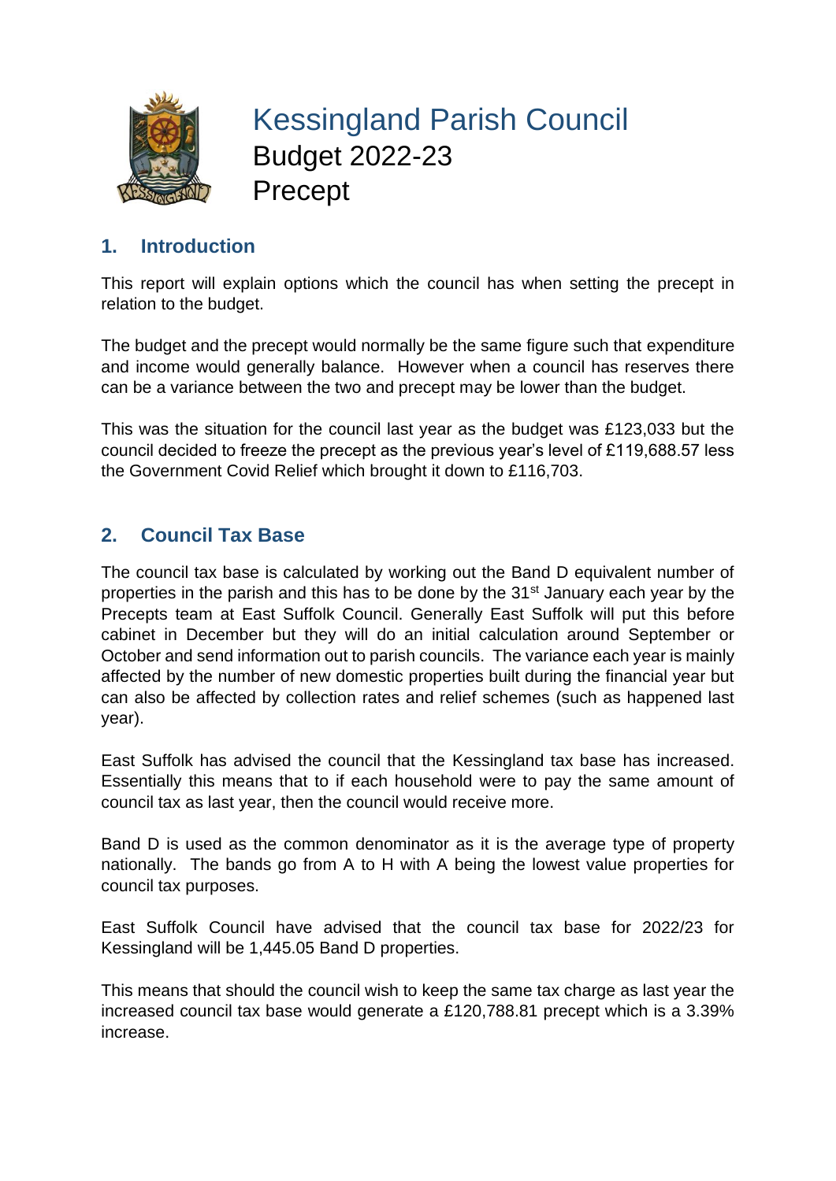# Kessingland Parish Council

Budget 2022-23

Precept

## 1. Introduction

This report will explain options which the council has when setting the precept in relation to the budget.

The budget and the precept would normally be the same figure such that expenditure and income would generally balance. However when a council has reserves there can be a variance between the two and precept may be lower than the budget.

This was the situation for the council last year as the budget was £123,033 but the council decided to freeze the precept as the previous year's level of £119,688.57 less the Government Covid Relief which brought it down to £116,703.

## 2. Council Tax Base

The council tax base is calculated by working out the Band D equivalent number of properties in the parish and this has to be done by the 31st January each year by the Precepts team at East Suffolk Council. Generally East Suffolk will put this before cabinet in December but they will do an initial calculation around September or October and send information out to parish councils. The variance each year is mainly affected by the number of new domestic properties built during the financial year but can also be affected by collection rates and relief schemes (such as happened last year).

East Suffolk has advised the council that the Kessingland tax base has increased. Essentially this means that to if each household were to pay the same amount of council tax as last year, then the council would receive more.

Band D is used as the common denominator as it is the average type of property nationally. The bands go from A to H with A being the lowest value properties for council tax purposes.

East Suffolk Council have advised that the council tax base for 2022/23 for Kessingland will be 1,445.05 Band D properties.

This means that should the council wish to keep the same tax charge as last year the increased council tax base would generate a £120,788.81 precept which is a 3.39% increase.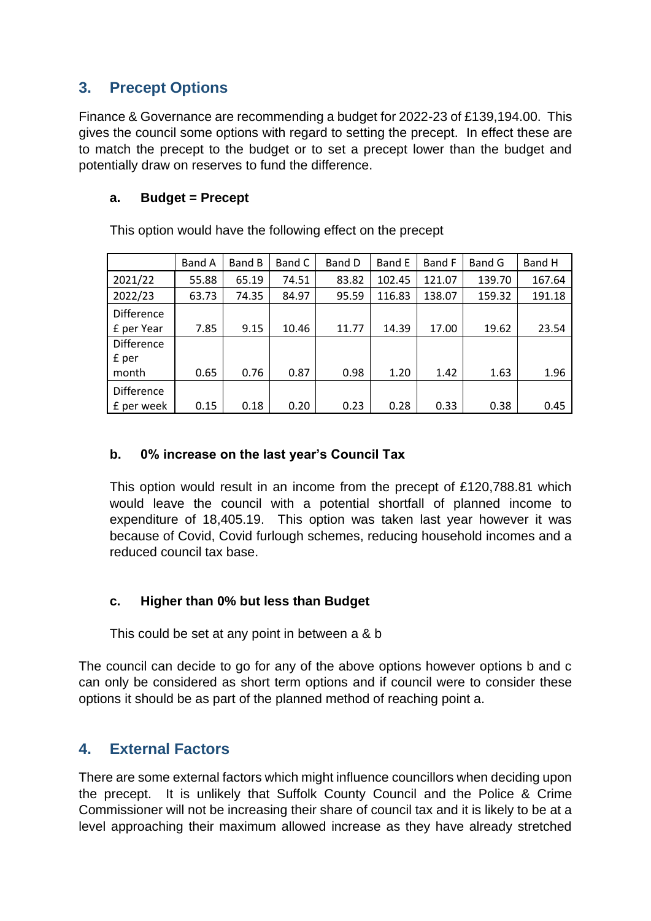## 3. Precept Options

Finance & Governance are recommending a budget for 2022-23 of £139,194.00. This gives the council some options with regard to setting the precept. In effect these are to match the precept to the budget or to set a precept lower than the budget and potentially draw on reserves to fund the difference.

### a. Budget = Precept

This option would have the following effect on the precept

| | Band A | Band B | Band C | Band D | Band E | Band F | Band G | Band H |
|---|---|---|---|---|---|---|---|---|
| 2021/22 | 55.88 | 65.19 | 74.51 | 83.82 | 102.45 | 121.07 | 139.70 | 167.64 |
| 2022/23 | 63.73 | 74.35 | 84.97 | 95.59 | 116.83 | 138.07 | 159.32 | 191.18 |
| Difference £ per Year | 7.85 | 9.15 | 10.46 | 11.77 | 14.39 | 17.00 | 19.62 | 23.54 |
| Difference £ per month | 0.65 | 0.76 | 0.87 | 0.98 | 1.20 | 1.42 | 1.63 | 1.96 |
| Difference £ per week | 0.15 | 0.18 | 0.20 | 0.23 | 0.28 | 0.33 | 0.38 | 0.45 |

### b. 0% increase on the last year's Council Tax

This option would result in an income from the precept of £120,788.81 which would leave the council with a potential shortfall of planned income to expenditure of 18,405.19. This option was taken last year however it was because of Covid, Covid furlough schemes, reducing household incomes and a reduced council tax base.

### c. Higher than 0% but less than Budget

This could be set at any point in between a & b

The council can decide to go for any of the above options however options b and c can only be considered as short term options and if council were to consider these options it should be as part of the planned method of reaching point a.

## 4. External Factors

There are some external factors which might influence councillors when deciding upon the precept. It is unlikely that Suffolk County Council and the Police & Crime Commissioner will not be increasing their share of council tax and it is likely to be at a level approaching their maximum allowed increase as they have already stretched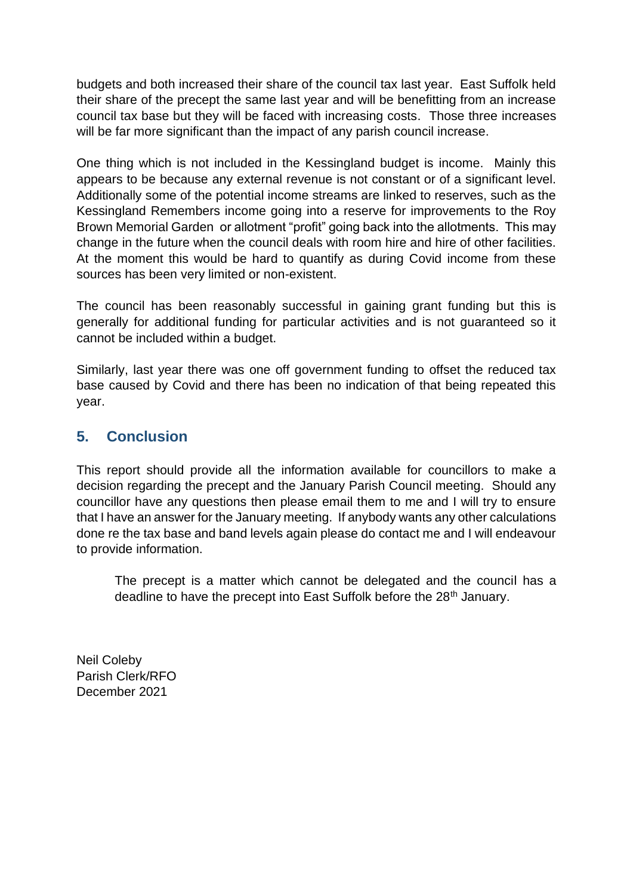budgets and both increased their share of the council tax last year. East Suffolk held their share of the precept the same last year and will be benefitting from an increase council tax base but they will be faced with increasing costs. Those three increases will be far more significant than the impact of any parish council increase.

One thing which is not included in the Kessingland budget is income. Mainly this appears to be because any external revenue is not constant or of a significant level. Additionally some of the potential income streams are linked to reserves, such as the Kessingland Remembers income going into a reserve for improvements to the Roy Brown Memorial Garden or allotment "profit" going back into the allotments. This may change in the future when the council deals with room hire and hire of other facilities. At the moment this would be hard to quantify as during Covid income from these sources has been very limited or non-existent.

The council has been reasonably successful in gaining grant funding but this is generally for additional funding for particular activities and is not guaranteed so it cannot be included within a budget.

Similarly, last year there was one off government funding to offset the reduced tax base caused by Covid and there has been no indication of that being repeated this year.

## 5. Conclusion

This report should provide all the information available for councillors to make a decision regarding the precept and the January Parish Council meeting. Should any councillor have any questions then please email them to me and I will try to ensure that I have an answer for the January meeting. If anybody wants any other calculations done re the tax base and band levels again please do contact me and I will endeavour to provide information.

The precept is a matter which cannot be delegated and the council has a deadline to have the precept into East Suffolk before the 28th January.

Neil Coleby
Parish Clerk/RFO
December 2021